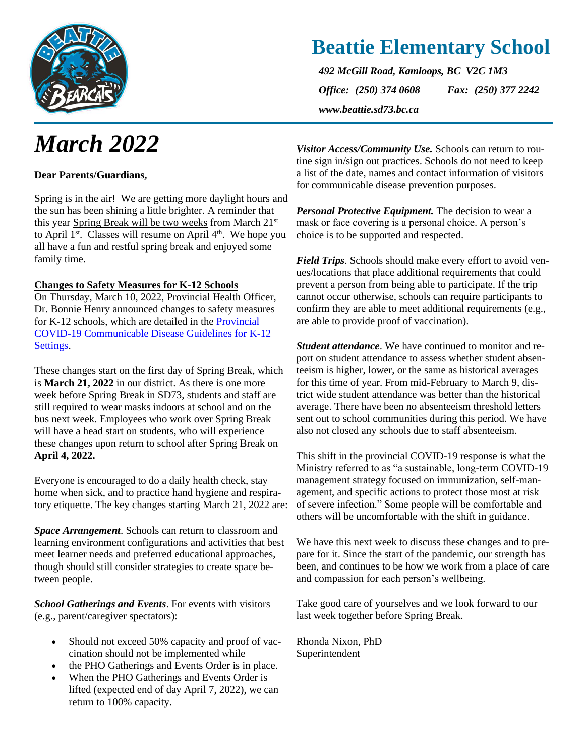# Beattie Elementary School

*492 McGill Road, Kamloops, BC V2C 1M3*

*Office: (250) 374 0608* *Fax: (250) 377 2242*

*www.beattie.sd73.bc.ca*

# *March 2022*

**Dear Parents/Guardians,**

Spring is in the air! We are getting more daylight hours and the sun has been shining a little brighter. A reminder that this year Spring Break will be two weeks from March 21st to April 1st. Classes will resume on April 4th. We hope you all have a fun and restful spring break and enjoyed some family time.

**Changes to Safety Measures for K-12 Schools**

On Thursday, March 10, 2022, Provincial Health Officer, Dr. Bonnie Henry announced changes to safety measures for K-12 schools, which are detailed in the Provincial COVID-19 Communicable Disease Guidelines for K-12 Settings.

These changes start on the first day of Spring Break, which is **March 21, 2022** in our district. As there is one more week before Spring Break in SD73, students and staff are still required to wear masks indoors at school and on the bus next week. Employees who work over Spring Break will have a head start on students, who will experience these changes upon return to school after Spring Break on **April 4, 2022.**

Everyone is encouraged to do a daily health check, stay home when sick, and to practice hand hygiene and respiratory etiquette. The key changes starting March 21, 2022 are:

***Space Arrangement***. Schools can return to classroom and learning environment configurations and activities that best meet learner needs and preferred educational approaches, though should still consider strategies to create space between people.

***School Gatherings and Events***. For events with visitors (e.g., parent/caregiver spectators):

- Should not exceed 50% capacity and proof of vaccination should not be implemented while
- the PHO Gatherings and Events Order is in place.
- When the PHO Gatherings and Events Order is lifted (expected end of day April 7, 2022), we can return to 100% capacity.

***Visitor Access/Community Use.*** Schools can return to routine sign in/sign out practices. Schools do not need to keep a list of the date, names and contact information of visitors for communicable disease prevention purposes.

***Personal Protective Equipment.*** The decision to wear a mask or face covering is a personal choice. A person's choice is to be supported and respected.

***Field Trips***. Schools should make every effort to avoid venues/locations that place additional requirements that could prevent a person from being able to participate. If the trip cannot occur otherwise, schools can require participants to confirm they are able to meet additional requirements (e.g., are able to provide proof of vaccination).

***Student attendance***. We have continued to monitor and report on student attendance to assess whether student absenteeism is higher, lower, or the same as historical averages for this time of year. From mid-February to March 9, district wide student attendance was better than the historical average. There have been no absenteeism threshold letters sent out to school communities during this period. We have also not closed any schools due to staff absenteeism.

This shift in the provincial COVID-19 response is what the Ministry referred to as "a sustainable, long-term COVID-19 management strategy focused on immunization, self-management, and specific actions to protect those most at risk of severe infection." Some people will be comfortable and others will be uncomfortable with the shift in guidance.

We have this next week to discuss these changes and to prepare for it. Since the start of the pandemic, our strength has been, and continues to be how we work from a place of care and compassion for each person's wellbeing.

Take good care of yourselves and we look forward to our last week together before Spring Break.

Rhonda Nixon, PhD
Superintendent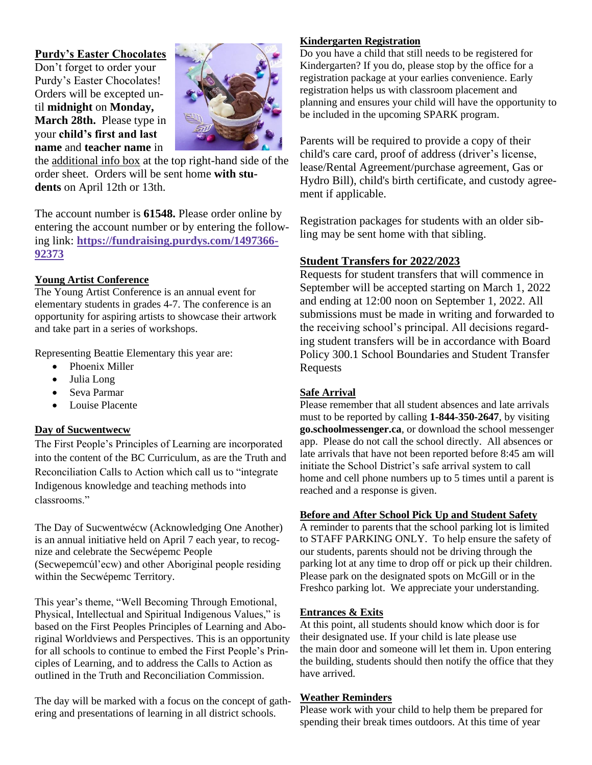## Purdy's Easter Chocolates

Don't forget to order your Purdy's Easter Chocolates! Orders will be excepted until **midnight** on **Monday, March 28th.** Please type in your **child's first and last name** and **teacher name** in the additional info box at the top right-hand side of the order sheet. Orders will be sent home **with students** on April 12th or 13th.

The account number is **61548.** Please order online by entering the account number or by entering the following link: **https://fundraising.purdys.com/1497366-92373**

## Young Artist Conference

The Young Artist Conference is an annual event for elementary students in grades 4-7. The conference is an opportunity for aspiring artists to showcase their artwork and take part in a series of workshops.

Representing Beattie Elementary this year are:

- Phoenix Miller
- Julia Long
- Seva Parmar
- Louise Placente

## Day of Sucwentwecw

The First People's Principles of Learning are incorporated into the content of the BC Curriculum, as are the Truth and Reconciliation Calls to Action which call us to "integrate Indigenous knowledge and teaching methods into classrooms."

The Day of Sucwentwécw (Acknowledging One Another) is an annual initiative held on April 7 each year, to recognize and celebrate the Secwépemc People (Secwepemcúl'ecw) and other Aboriginal people residing within the Secwépemc Territory.

This year's theme, "Well Becoming Through Emotional, Physical, Intellectual and Spiritual Indigenous Values," is based on the First Peoples Principles of Learning and Aboriginal Worldviews and Perspectives. This is an opportunity for all schools to continue to embed the First People's Principles of Learning, and to address the Calls to Action as outlined in the Truth and Reconciliation Commission.

The day will be marked with a focus on the concept of gathering and presentations of learning in all district schools.

## Kindergarten Registration

Do you have a child that still needs to be registered for Kindergarten? If you do, please stop by the office for a registration package at your earlies convenience. Early registration helps us with classroom placement and planning and ensures your child will have the opportunity to be included in the upcoming SPARK program.

Parents will be required to provide a copy of their child's care card, proof of address (driver's license, lease/Rental Agreement/purchase agreement, Gas or Hydro Bill), child's birth certificate, and custody agreement if applicable.

Registration packages for students with an older sibling may be sent home with that sibling.

## Student Transfers for 2022/2023

Requests for student transfers that will commence in September will be accepted starting on March 1, 2022 and ending at 12:00 noon on September 1, 2022. All submissions must be made in writing and forwarded to the receiving school's principal. All decisions regarding student transfers will be in accordance with Board Policy 300.1 School Boundaries and Student Transfer Requests

## Safe Arrival

Please remember that all student absences and late arrivals must to be reported by calling **1-844-350-2647**, by visiting **go.schoolmessenger.ca**, or download the school messenger app. Please do not call the school directly. All absences or late arrivals that have not been reported before 8:45 am will initiate the School District's safe arrival system to call home and cell phone numbers up to 5 times until a parent is reached and a response is given.

## Before and After School Pick Up and Student Safety

A reminder to parents that the school parking lot is limited to STAFF PARKING ONLY. To help ensure the safety of our students, parents should not be driving through the parking lot at any time to drop off or pick up their children. Please park on the designated spots on McGill or in the Freshco parking lot. We appreciate your understanding.

## Entrances & Exits

At this point, all students should know which door is for their designated use. If your child is late please use the main door and someone will let them in. Upon entering the building, students should then notify the office that they have arrived.

## Weather Reminders

Please work with your child to help them be prepared for spending their break times outdoors. At this time of year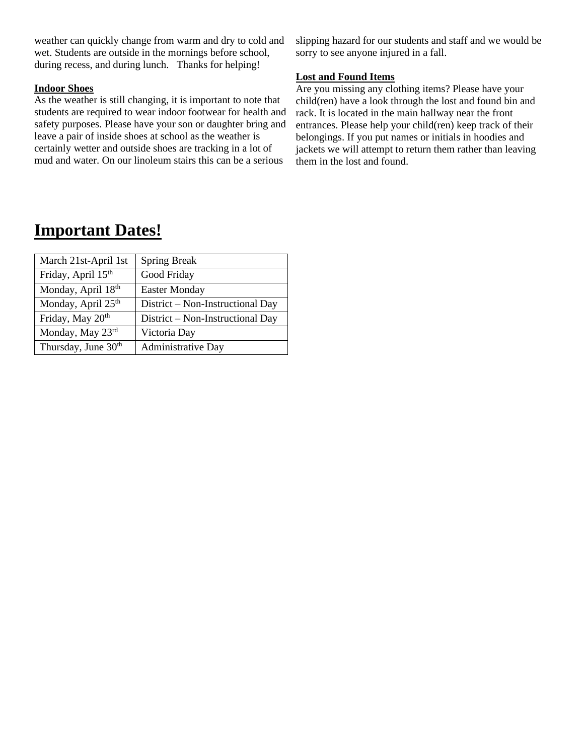weather can quickly change from warm and dry to cold and wet. Students are outside in the mornings before school, during recess, and during lunch.   Thanks for helping!

**Indoor Shoes**

As the weather is still changing, it is important to note that students are required to wear indoor footwear for health and safety purposes. Please have your son or daughter bring and leave a pair of inside shoes at school as the weather is certainly wetter and outside shoes are tracking in a lot of mud and water. On our linoleum stairs this can be a serious slipping hazard for our students and staff and we would be sorry to see anyone injured in a fall.

**Lost and Found Items**

Are you missing any clothing items? Please have your child(ren) have a look through the lost and found bin and rack. It is located in the main hallway near the front entrances. Please help your child(ren) keep track of their belongings. If you put names or initials in hoodies and jackets we will attempt to return them rather than leaving them in the lost and found.

# Important Dates!

| | |
|---|---|
| March 21st-April 1st | Spring Break |
| Friday, April 15th | Good Friday |
| Monday, April 18th | Easter Monday |
| Monday, April 25th | District – Non-Instructional Day |
| Friday, May 20th | District – Non-Instructional Day |
| Monday, May 23rd | Victoria Day |
| Thursday, June 30th | Administrative Day |